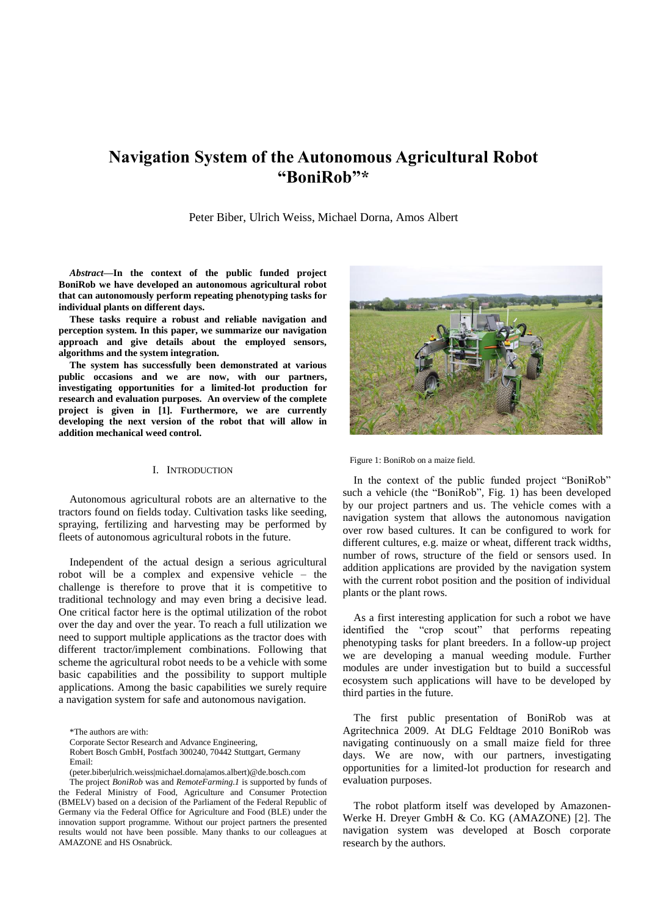# Navigation System of the Autonomous Agricultural Robot "BoniRob"*

Peter Biber, Ulrich Weiss, Michael Dorna, Amos Albert

***Abstract*—In the context of the public funded project BoniRob we have developed an autonomous agricultural robot that can autonomously perform repeating phenotyping tasks for individual plants on different days.**

**These tasks require a robust and reliable navigation and perception system. In this paper, we summarize our navigation approach and give details about the employed sensors, algorithms and the system integration.**

**The system has successfully been demonstrated at various public occasions and we are now, with our partners, investigating opportunities for a limited-lot production for research and evaluation purposes. An overview of the complete project is given in [1]. Furthermore, we are currently developing the next version of the robot that will allow in addition mechanical weed control.**

## I. Introduction

Autonomous agricultural robots are an alternative to the tractors found on fields today. Cultivation tasks like seeding, spraying, fertilizing and harvesting may be performed by fleets of autonomous agricultural robots in the future.

Independent of the actual design a serious agricultural robot will be a complex and expensive vehicle – the challenge is therefore to prove that it is competitive to traditional technology and may even bring a decisive lead. One critical factor here is the optimal utilization of the robot over the day and over the year. To reach a full utilization we need to support multiple applications as the tractor does with different tractor/implement combinations. Following that scheme the agricultural robot needs to be a vehicle with some basic capabilities and the possibility to support multiple applications. Among the basic capabilities we surely require a navigation system for safe and autonomous navigation.

Figure 1: BoniRob on a maize field.

In the context of the public funded project "BoniRob" such a vehicle (the "BoniRob", Fig. 1) has been developed by our project partners and us. The vehicle comes with a navigation system that allows the autonomous navigation over row based cultures. It can be configured to work for different cultures, e.g. maize or wheat, different track widths, number of rows, structure of the field or sensors used. In addition applications are provided by the navigation system with the current robot position and the position of individual plants or the plant rows.

As a first interesting application for such a robot we have identified the "crop scout" that performs repeating phenotyping tasks for plant breeders. In a follow-up project we are developing a manual weeding module. Further modules are under investigation but to build a successful ecosystem such applications will have to be developed by third parties in the future.

The first public presentation of BoniRob was at Agritechnica 2009. At DLG Feldtage 2010 BoniRob was navigating continuously on a small maize field for three days. We are now, with our partners, investigating opportunities for a limited-lot production for research and evaluation purposes.

The robot platform itself was developed by Amazonen-Werke H. Dreyer GmbH & Co. KG (AMAZONE) [2]. The navigation system was developed at Bosch corporate research by the authors.

---

*The authors are with:
Corporate Sector Research and Advance Engineering,
Robert Bosch GmbH, Postfach 300240, 70442 Stuttgart, Germany
Email:
(peter.biber|ulrich.weiss|michael.dorna|amos.albert)@de.bosch.com

The project *BoniRob* was and *RemoteFarming.1* is supported by funds of the Federal Ministry of Food, Agriculture and Consumer Protection (BMELV) based on a decision of the Parliament of the Federal Republic of Germany via the Federal Office for Agriculture and Food (BLE) under the innovation support programme. Without our project partners the presented results would not have been possible. Many thanks to our colleagues at AMAZONE and HS Osnabrück.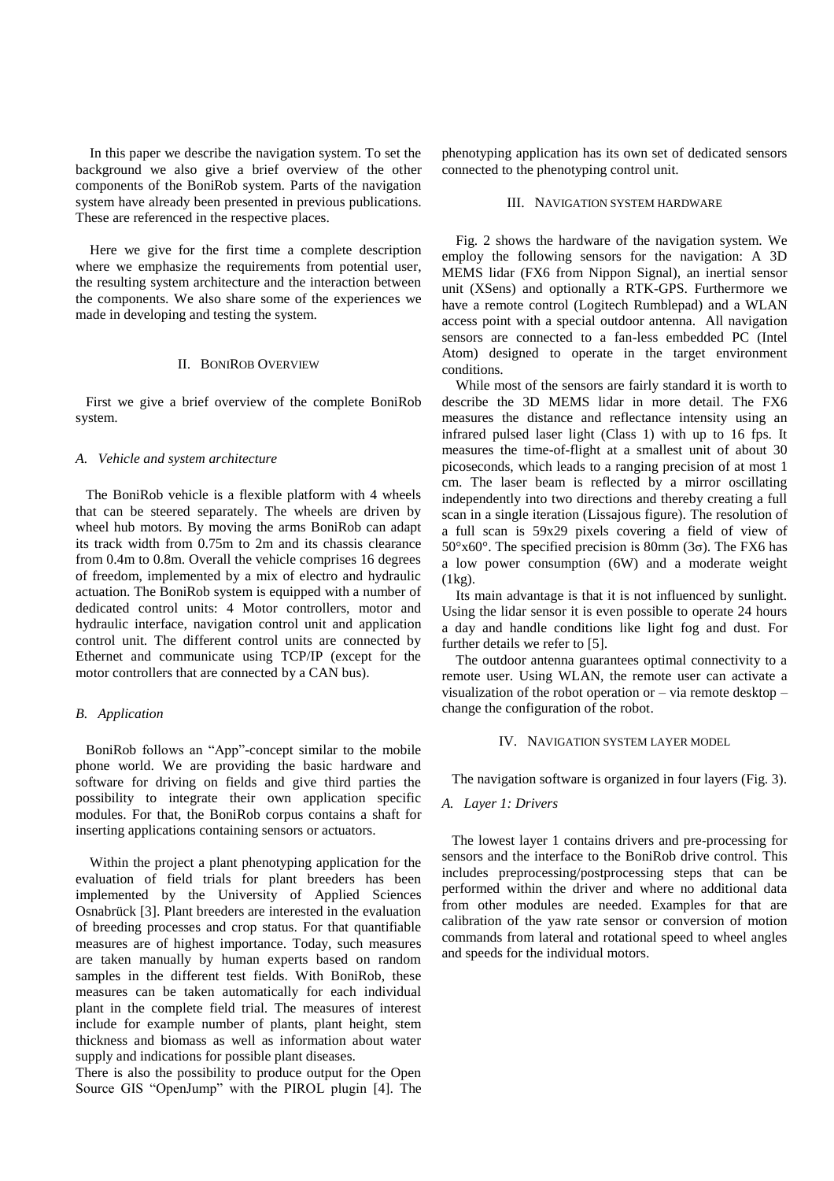In this paper we describe the navigation system. To set the background we also give a brief overview of the other components of the BoniRob system. Parts of the navigation system have already been presented in previous publications. These are referenced in the respective places.

Here we give for the first time a complete description where we emphasize the requirements from potential user, the resulting system architecture and the interaction between the components. We also share some of the experiences we made in developing and testing the system.

## II. BoniRob Overview

First we give a brief overview of the complete BoniRob system.

### *A. Vehicle and system architecture*

The BoniRob vehicle is a flexible platform with 4 wheels that can be steered separately. The wheels are driven by wheel hub motors. By moving the arms BoniRob can adapt its track width from 0.75m to 2m and its chassis clearance from 0.4m to 0.8m. Overall the vehicle comprises 16 degrees of freedom, implemented by a mix of electro and hydraulic actuation. The BoniRob system is equipped with a number of dedicated control units: 4 Motor controllers, motor and hydraulic interface, navigation control unit and application control unit. The different control units are connected by Ethernet and communicate using TCP/IP (except for the motor controllers that are connected by a CAN bus).

### *B. Application*

BoniRob follows an "App"-concept similar to the mobile phone world. We are providing the basic hardware and software for driving on fields and give third parties the possibility to integrate their own application specific modules. For that, the BoniRob corpus contains a shaft for inserting applications containing sensors or actuators.

Within the project a plant phenotyping application for the evaluation of field trials for plant breeders has been implemented by the University of Applied Sciences Osnabrück [3]. Plant breeders are interested in the evaluation of breeding processes and crop status. For that quantifiable measures are of highest importance. Today, such measures are taken manually by human experts based on random samples in the different test fields. With BoniRob, these measures can be taken automatically for each individual plant in the complete field trial. The measures of interest include for example number of plants, plant height, stem thickness and biomass as well as information about water supply and indications for possible plant diseases.
There is also the possibility to produce output for the Open Source GIS "OpenJump" with the PIROL plugin [4]. The phenotyping application has its own set of dedicated sensors connected to the phenotyping control unit.

## III. Navigation system hardware

Fig. 2 shows the hardware of the navigation system. We employ the following sensors for the navigation: A 3D MEMS lidar (FX6 from Nippon Signal), an inertial sensor unit (XSens) and optionally a RTK-GPS. Furthermore we have a remote control (Logitech Rumblepad) and a WLAN access point with a special outdoor antenna. All navigation sensors are connected to a fan-less embedded PC (Intel Atom) designed to operate in the target environment conditions.

While most of the sensors are fairly standard it is worth to describe the 3D MEMS lidar in more detail. The FX6 measures the distance and reflectance intensity using an infrared pulsed laser light (Class 1) with up to 16 fps. It measures the time-of-flight at a smallest unit of about 30 picoseconds, which leads to a ranging precision of at most 1 cm. The laser beam is reflected by a mirror oscillating independently into two directions and thereby creating a full scan in a single iteration (Lissajous figure). The resolution of a full scan is 59x29 pixels covering a field of view of 50°x60°. The specified precision is 80mm (3σ). The FX6 has a low power consumption (6W) and a moderate weight (1kg).

Its main advantage is that it is not influenced by sunlight. Using the lidar sensor it is even possible to operate 24 hours a day and handle conditions like light fog and dust. For further details we refer to [5].

The outdoor antenna guarantees optimal connectivity to a remote user. Using WLAN, the remote user can activate a visualization of the robot operation or – via remote desktop – change the configuration of the robot.

## IV. Navigation system layer model

The navigation software is organized in four layers (Fig. 3).

### *A. Layer 1: Drivers*

The lowest layer 1 contains drivers and pre-processing for sensors and the interface to the BoniRob drive control. This includes preprocessing/postprocessing steps that can be performed within the driver and where no additional data from other modules are needed. Examples for that are calibration of the yaw rate sensor or conversion of motion commands from lateral and rotational speed to wheel angles and speeds for the individual motors.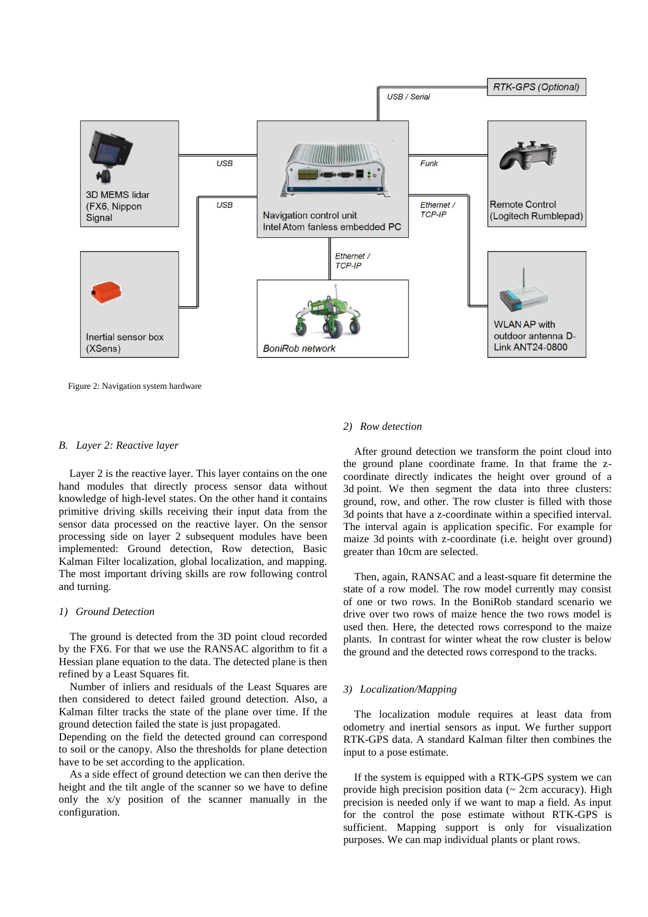Figure 2: Navigation system hardware

### B. Layer 2: Reactive layer

Layer 2 is the reactive layer. This layer contains on the one hand modules that directly process sensor data without knowledge of high-level states. On the other hand it contains primitive driving skills receiving their input data from the sensor data processed on the reactive layer. On the sensor processing side on layer 2 subsequent modules have been implemented: Ground detection, Row detection, Basic Kalman Filter localization, global localization, and mapping. The most important driving skills are row following control and turning.

#### 1) Ground Detection

The ground is detected from the 3D point cloud recorded by the FX6. For that we use the RANSAC algorithm to fit a Hessian plane equation to the data. The detected plane is then refined by a Least Squares fit.

Number of inliers and residuals of the Least Squares are then considered to detect failed ground detection. Also, a Kalman filter tracks the state of the plane over time. If the ground detection failed the state is just propagated.

Depending on the field the detected ground can correspond to soil or the canopy. Also the thresholds for plane detection have to be set according to the application.

As a side effect of ground detection we can then derive the height and the tilt angle of the scanner so we have to define only the x/y position of the scanner manually in the configuration.

#### 2) Row detection

After ground detection we transform the point cloud into the ground plane coordinate frame. In that frame the z-coordinate directly indicates the height over ground of a 3d point. We then segment the data into three clusters: ground, row, and other. The row cluster is filled with those 3d points that have a z-coordinate within a specified interval. The interval again is application specific. For example for maize 3d points with z-coordinate (i.e. height over ground) greater than 10cm are selected.

Then, again, RANSAC and a least-square fit determine the state of a row model. The row model currently may consist of one or two rows. In the BoniRob standard scenario we drive over two rows of maize hence the two rows model is used then. Here, the detected rows correspond to the maize plants. In contrast for winter wheat the row cluster is below the ground and the detected rows correspond to the tracks.

#### 3) Localization/Mapping

The localization module requires at least data from odometry and inertial sensors as input. We further support RTK-GPS data. A standard Kalman filter then combines the input to a pose estimate.

If the system is equipped with a RTK-GPS system we can provide high precision position data (~ 2cm accuracy). High precision is needed only if we want to map a field. As input for the control the pose estimate without RTK-GPS is sufficient. Mapping support is only for visualization purposes. We can map individual plants or plant rows.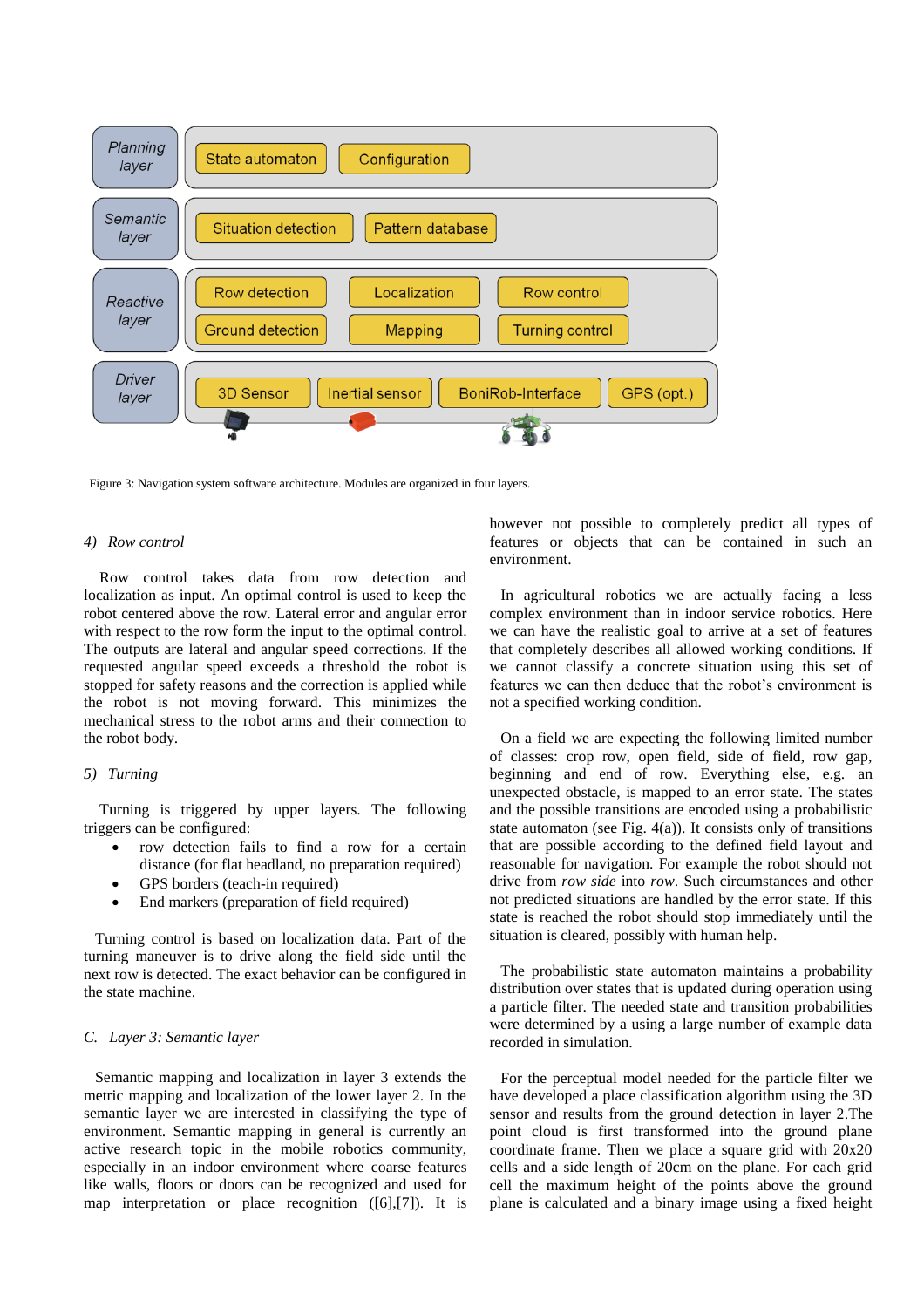Figure 3: Navigation system software architecture. Modules are organized in four layers.

#### 4) Row control

Row control takes data from row detection and localization as input. An optimal control is used to keep the robot centered above the row. Lateral error and angular error with respect to the row form the input to the optimal control. The outputs are lateral and angular speed corrections. If the requested angular speed exceeds a threshold the robot is stopped for safety reasons and the correction is applied while the robot is not moving forward. This minimizes the mechanical stress to the robot arms and their connection to the robot body.

#### 5) Turning

Turning is triggered by upper layers. The following triggers can be configured:

- row detection fails to find a row for a certain distance (for flat headland, no preparation required)
- GPS borders (teach-in required)
- End markers (preparation of field required)

Turning control is based on localization data. Part of the turning maneuver is to drive along the field side until the next row is detected. The exact behavior can be configured in the state machine.

### C. Layer 3: Semantic layer

Semantic mapping and localization in layer 3 extends the metric mapping and localization of the lower layer 2. In the semantic layer we are interested in classifying the type of environment. Semantic mapping in general is currently an active research topic in the mobile robotics community, especially in an indoor environment where coarse features like walls, floors or doors can be recognized and used for map interpretation or place recognition ([6],[7]). It is however not possible to completely predict all types of features or objects that can be contained in such an environment.

In agricultural robotics we are actually facing a less complex environment than in indoor service robotics. Here we can have the realistic goal to arrive at a set of features that completely describes all allowed working conditions. If we cannot classify a concrete situation using this set of features we can then deduce that the robot's environment is not a specified working condition.

On a field we are expecting the following limited number of classes: crop row, open field, side of field, row gap, beginning and end of row. Everything else, e.g. an unexpected obstacle, is mapped to an error state. The states and the possible transitions are encoded using a probabilistic state automaton (see Fig. 4(a)). It consists only of transitions that are possible according to the defined field layout and reasonable for navigation. For example the robot should not drive from *row side* into *row*. Such circumstances and other not predicted situations are handled by the error state. If this state is reached the robot should stop immediately until the situation is cleared, possibly with human help.

The probabilistic state automaton maintains a probability distribution over states that is updated during operation using a particle filter. The needed state and transition probabilities were determined by a using a large number of example data recorded in simulation.

For the perceptual model needed for the particle filter we have developed a place classification algorithm using the 3D sensor and results from the ground detection in layer 2.The point cloud is first transformed into the ground plane coordinate frame. Then we place a square grid with 20x20 cells and a side length of 20cm on the plane. For each grid cell the maximum height of the points above the ground plane is calculated and a binary image using a fixed height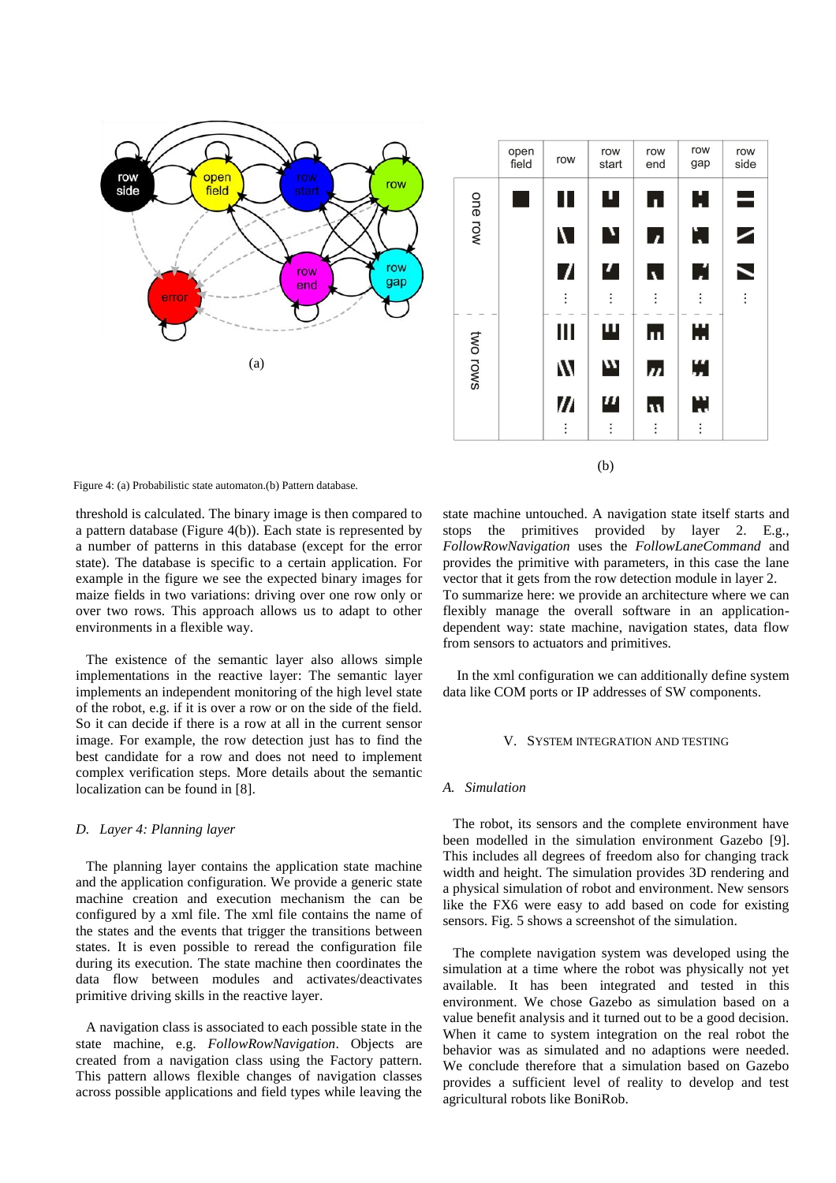Figure 4: (a) Probabilistic state automaton.(b) Pattern database.

threshold is calculated. The binary image is then compared to a pattern database (Figure 4(b)). Each state is represented by a number of patterns in this database (except for the error state). The database is specific to a certain application. For example in the figure we see the expected binary images for maize fields in two variations: driving over one row only or over two rows. This approach allows us to adapt to other environments in a flexible way.

The existence of the semantic layer also allows simple implementations in the reactive layer: The semantic layer implements an independent monitoring of the high level state of the robot, e.g. if it is over a row or on the side of the field. So it can decide if there is a row at all in the current sensor image. For example, the row detection just has to find the best candidate for a row and does not need to implement complex verification steps. More details about the semantic localization can be found in [8].

### *D. Layer 4: Planning layer*

The planning layer contains the application state machine and the application configuration. We provide a generic state machine creation and execution mechanism the can be configured by a xml file. The xml file contains the name of the states and the events that trigger the transitions between states. It is even possible to reread the configuration file during its execution. The state machine then coordinates the data flow between modules and activates/deactivates primitive driving skills in the reactive layer.

A navigation class is associated to each possible state in the state machine, e.g. *FollowRowNavigation*. Objects are created from a navigation class using the Factory pattern. This pattern allows flexible changes of navigation classes across possible applications and field types while leaving the state machine untouched. A navigation state itself starts and stops the primitives provided by layer 2. E.g., *FollowRowNavigation* uses the *FollowLaneCommand* and provides the primitive with parameters, in this case the lane vector that it gets from the row detection module in layer 2.
To summarize here: we provide an architecture where we can flexibly manage the overall software in an application-dependent way: state machine, navigation states, data flow from sensors to actuators and primitives.

In the xml configuration we can additionally define system data like COM ports or IP addresses of SW components.

## V. System Integration and Testing

### *A. Simulation*

The robot, its sensors and the complete environment have been modelled in the simulation environment Gazebo [9]. This includes all degrees of freedom also for changing track width and height. The simulation provides 3D rendering and a physical simulation of robot and environment. New sensors like the FX6 were easy to add based on code for existing sensors. Fig. 5 shows a screenshot of the simulation.

The complete navigation system was developed using the simulation at a time where the robot was physically not yet available. It has been integrated and tested in this environment. We chose Gazebo as simulation based on a value benefit analysis and it turned out to be a good decision. When it came to system integration on the real robot the behavior was as simulated and no adaptions were needed. We conclude therefore that a simulation based on Gazebo provides a sufficient level of reality to develop and test agricultural robots like BoniRob.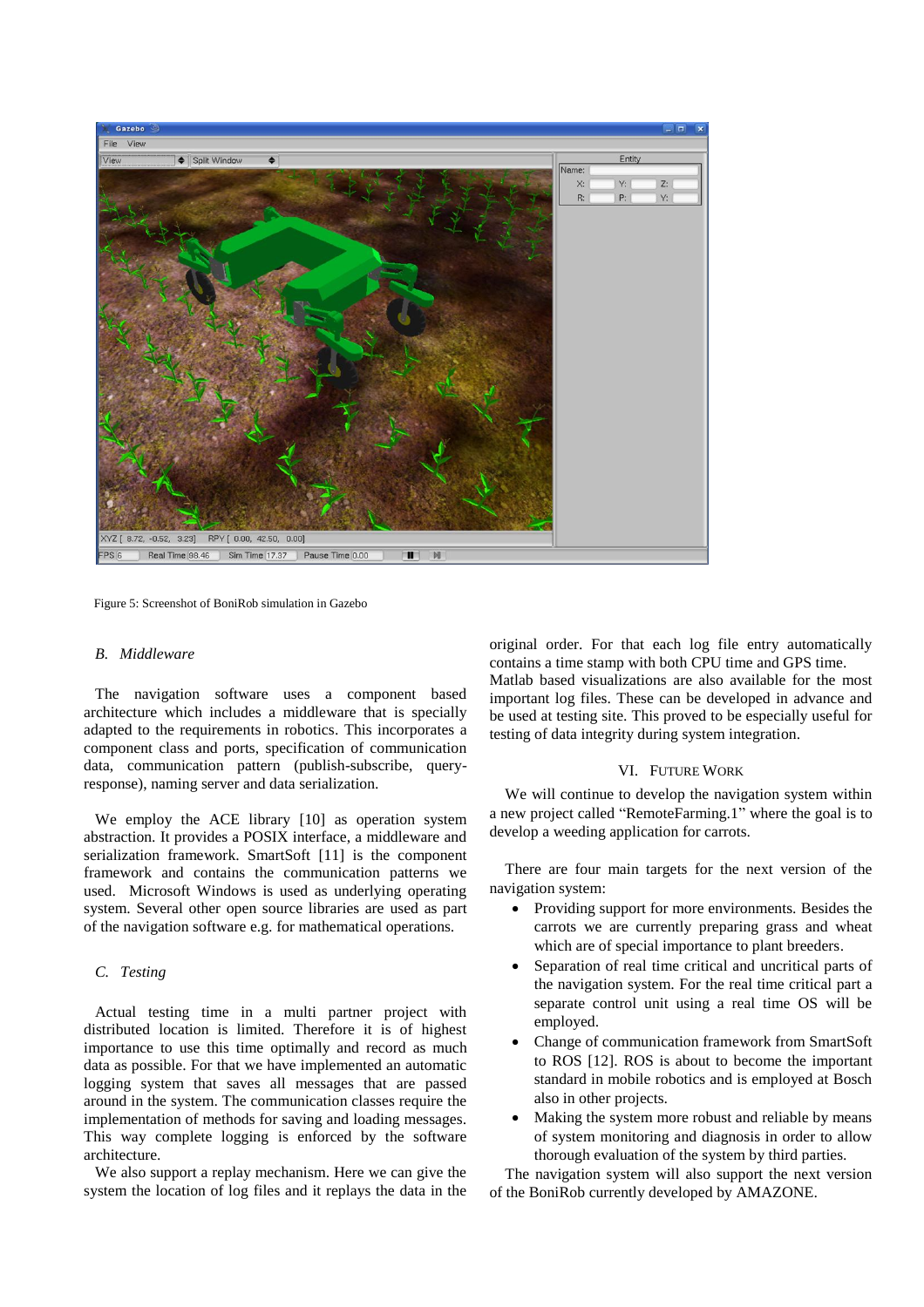Figure 5: Screenshot of BoniRob simulation in Gazebo

### B. Middleware

The navigation software uses a component based architecture which includes a middleware that is specially adapted to the requirements in robotics. This incorporates a component class and ports, specification of communication data, communication pattern (publish-subscribe, query-response), naming server and data serialization.

We employ the ACE library [10] as operation system abstraction. It provides a POSIX interface, a middleware and serialization framework. SmartSoft [11] is the component framework and contains the communication patterns we used. Microsoft Windows is used as underlying operating system. Several other open source libraries are used as part of the navigation software e.g. for mathematical operations.

### C. Testing

Actual testing time in a multi partner project with distributed location is limited. Therefore it is of highest importance to use this time optimally and record as much data as possible. For that we have implemented an automatic logging system that saves all messages that are passed around in the system. The communication classes require the implementation of methods for saving and loading messages. This way complete logging is enforced by the software architecture.

We also support a replay mechanism. Here we can give the system the location of log files and it replays the data in the original order. For that each log file entry automatically contains a time stamp with both CPU time and GPS time. Matlab based visualizations are also available for the most important log files. These can be developed in advance and be used at testing site. This proved to be especially useful for testing of data integrity during system integration.

## VI. Future Work

We will continue to develop the navigation system within a new project called "RemoteFarming.1" where the goal is to develop a weeding application for carrots.

There are four main targets for the next version of the navigation system:

- Providing support for more environments. Besides the carrots we are currently preparing grass and wheat which are of special importance to plant breeders.
- Separation of real time critical and uncritical parts of the navigation system. For the real time critical part a separate control unit using a real time OS will be employed.
- Change of communication framework from SmartSoft to ROS [12]. ROS is about to become the important standard in mobile robotics and is employed at Bosch also in other projects.
- Making the system more robust and reliable by means of system monitoring and diagnosis in order to allow thorough evaluation of the system by third parties.

The navigation system will also support the next version of the BoniRob currently developed by AMAZONE.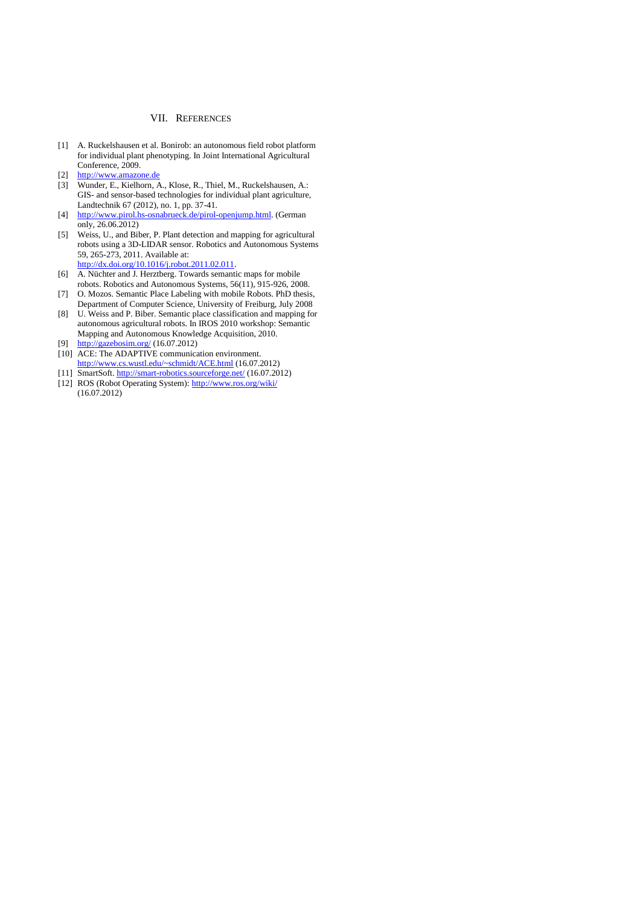## VII. References

[1] A. Ruckelshausen et al. Bonirob: an autonomous field robot platform for individual plant phenotyping. In Joint International Agricultural Conference, 2009.

[2] http://www.amazone.de

[3] Wunder, E., Kielhorn, A., Klose, R., Thiel, M., Ruckelshausen, A.: GIS- and sensor-based technologies for individual plant agriculture, Landtechnik 67 (2012), no. 1, pp. 37-41.

[4] http://www.pirol.hs-osnabrueck.de/pirol-openjump.html. (German only, 26.06.2012)

[5] Weiss, U., and Biber, P. Plant detection and mapping for agricultural robots using a 3D-LIDAR sensor. Robotics and Autonomous Systems 59, 265-273, 2011. Available at: http://dx.doi.org/10.1016/j.robot.2011.02.011.

[6] A. Nüchter and J. Herztberg. Towards semantic maps for mobile robots. Robotics and Autonomous Systems, 56(11), 915-926, 2008.

[7] O. Mozos. Semantic Place Labeling with mobile Robots. PhD thesis, Department of Computer Science, University of Freiburg, July 2008

[8] U. Weiss and P. Biber. Semantic place classification and mapping for autonomous agricultural robots. In IROS 2010 workshop: Semantic Mapping and Autonomous Knowledge Acquisition, 2010.

[9] http://gazebosim.org/ (16.07.2012)

[10] ACE: The ADAPTIVE communication environment. http://www.cs.wustl.edu/~schmidt/ACE.html (16.07.2012)

[11] SmartSoft. http://smart-robotics.sourceforge.net/ (16.07.2012)

[12] ROS (Robot Operating System): http://www.ros.org/wiki/ (16.07.2012)